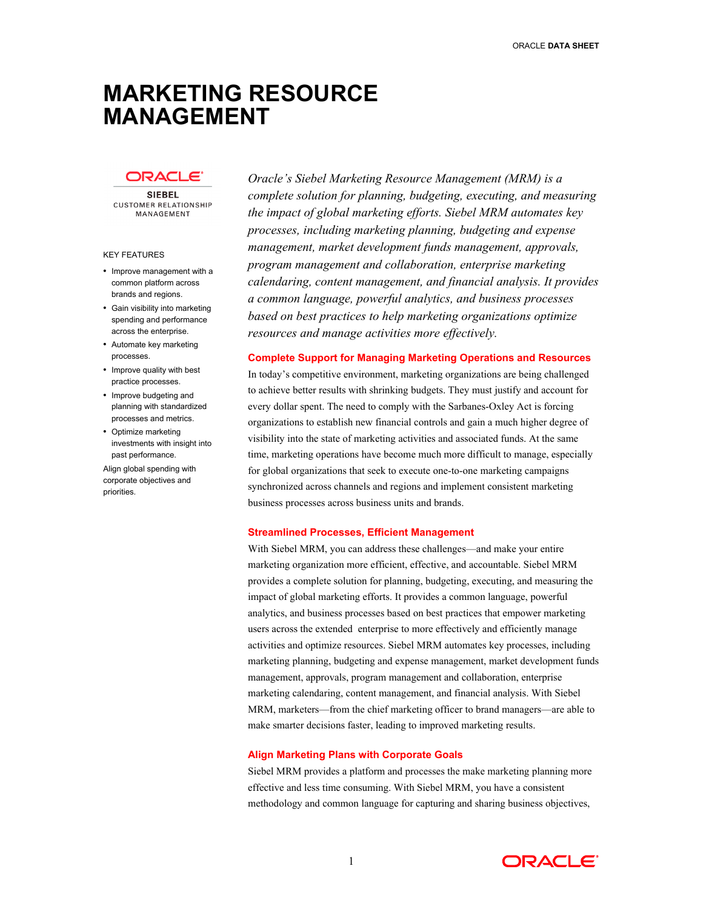# MARKETING RESOURCE MANAGEMENT

ORACLE
SIEBEL
CUSTOMER RELATIONSHIP MANAGEMENT

KEY FEATURES

- Improve management with a common platform across brands and regions.
- Gain visibility into marketing spending and performance across the enterprise.
- Automate key marketing processes.
- Improve quality with best practice processes.
- Improve budgeting and planning with standardized processes and metrics.
- Optimize marketing investments with insight into past performance.

Align global spending with corporate objectives and priorities.

*Oracle's Siebel Marketing Resource Management (MRM) is a complete solution for planning, budgeting, executing, and measuring the impact of global marketing efforts. Siebel MRM automates key processes, including marketing planning, budgeting and expense management, market development funds management, approvals, program management and collaboration, enterprise marketing calendaring, content management, and financial analysis. It provides a common language, powerful analytics, and business processes based on best practices to help marketing organizations optimize resources and manage activities more effectively.*

## Complete Support for Managing Marketing Operations and Resources

In today's competitive environment, marketing organizations are being challenged to achieve better results with shrinking budgets. They must justify and account for every dollar spent. The need to comply with the Sarbanes-Oxley Act is forcing organizations to establish new financial controls and gain a much higher degree of visibility into the state of marketing activities and associated funds. At the same time, marketing operations have become much more difficult to manage, especially for global organizations that seek to execute one-to-one marketing campaigns synchronized across channels and regions and implement consistent marketing business processes across business units and brands.

## Streamlined Processes, Efficient Management

With Siebel MRM, you can address these challenges—and make your entire marketing organization more efficient, effective, and accountable. Siebel MRM provides a complete solution for planning, budgeting, executing, and measuring the impact of global marketing efforts. It provides a common language, powerful analytics, and business processes based on best practices that empower marketing users across the extended enterprise to more effectively and efficiently manage activities and optimize resources. Siebel MRM automates key processes, including marketing planning, budgeting and expense management, market development funds management, approvals, program management and collaboration, enterprise marketing calendaring, content management, and financial analysis. With Siebel MRM, marketers—from the chief marketing officer to brand managers—are able to make smarter decisions faster, leading to improved marketing results.

## Align Marketing Plans with Corporate Goals

Siebel MRM provides a platform and processes the make marketing planning more effective and less time consuming. With Siebel MRM, you have a consistent methodology and common language for capturing and sharing business objectives,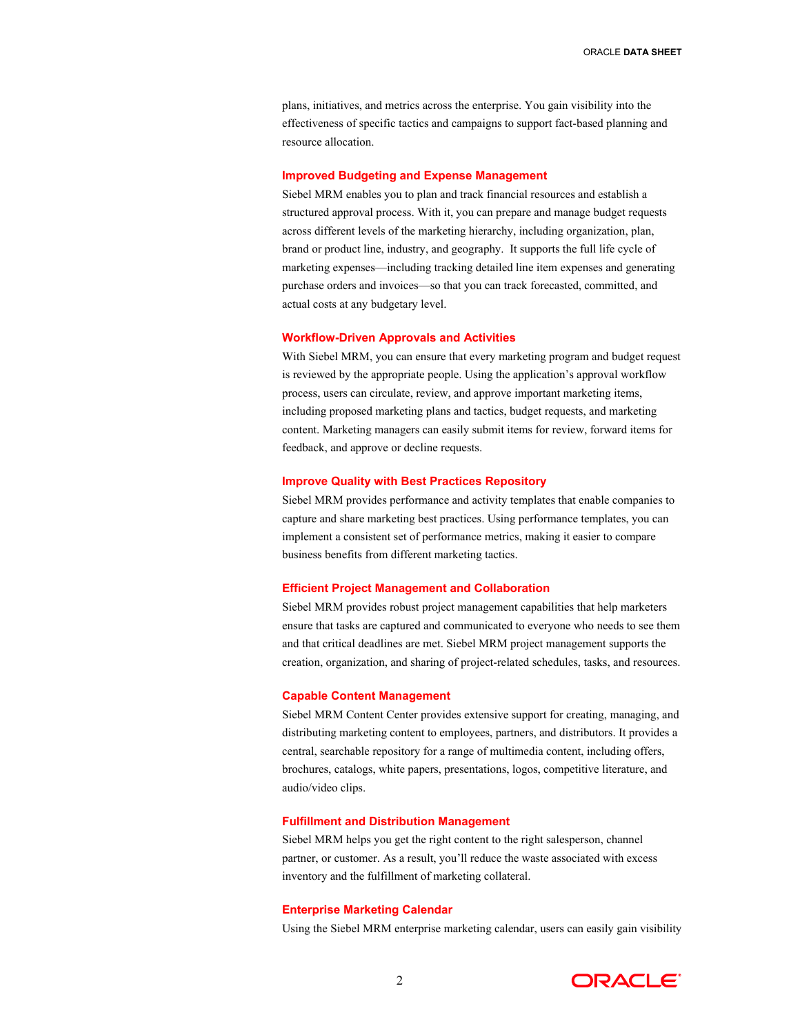plans, initiatives, and metrics across the enterprise. You gain visibility into the effectiveness of specific tactics and campaigns to support fact-based planning and resource allocation.

### Improved Budgeting and Expense Management

Siebel MRM enables you to plan and track financial resources and establish a structured approval process. With it, you can prepare and manage budget requests across different levels of the marketing hierarchy, including organization, plan, brand or product line, industry, and geography. It supports the full life cycle of marketing expenses—including tracking detailed line item expenses and generating purchase orders and invoices—so that you can track forecasted, committed, and actual costs at any budgetary level.

### Workflow-Driven Approvals and Activities

With Siebel MRM, you can ensure that every marketing program and budget request is reviewed by the appropriate people. Using the application's approval workflow process, users can circulate, review, and approve important marketing items, including proposed marketing plans and tactics, budget requests, and marketing content. Marketing managers can easily submit items for review, forward items for feedback, and approve or decline requests.

### Improve Quality with Best Practices Repository

Siebel MRM provides performance and activity templates that enable companies to capture and share marketing best practices. Using performance templates, you can implement a consistent set of performance metrics, making it easier to compare business benefits from different marketing tactics.

### Efficient Project Management and Collaboration

Siebel MRM provides robust project management capabilities that help marketers ensure that tasks are captured and communicated to everyone who needs to see them and that critical deadlines are met. Siebel MRM project management supports the creation, organization, and sharing of project-related schedules, tasks, and resources.

### Capable Content Management

Siebel MRM Content Center provides extensive support for creating, managing, and distributing marketing content to employees, partners, and distributors. It provides a central, searchable repository for a range of multimedia content, including offers, brochures, catalogs, white papers, presentations, logos, competitive literature, and audio/video clips.

### Fulfillment and Distribution Management

Siebel MRM helps you get the right content to the right salesperson, channel partner, or customer. As a result, you'll reduce the waste associated with excess inventory and the fulfillment of marketing collateral.

### Enterprise Marketing Calendar

Using the Siebel MRM enterprise marketing calendar, users can easily gain visibility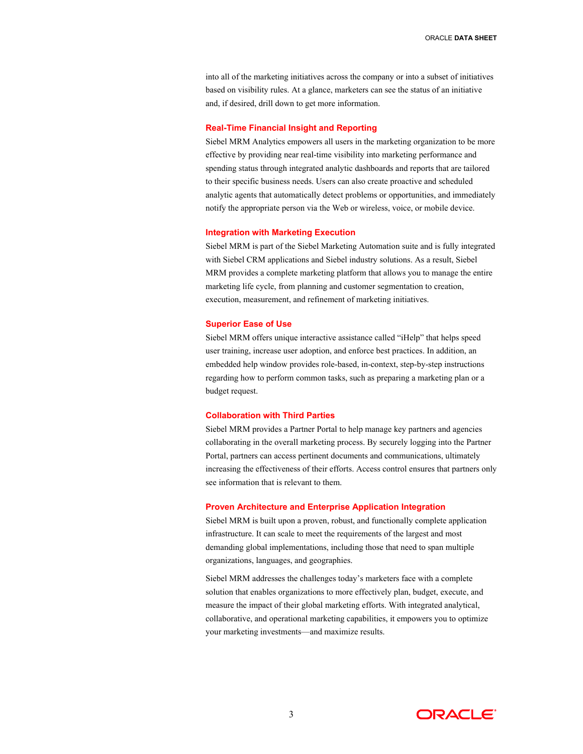into all of the marketing initiatives across the company or into a subset of initiatives based on visibility rules. At a glance, marketers can see the status of an initiative and, if desired, drill down to get more information.

### Real-Time Financial Insight and Reporting

Siebel MRM Analytics empowers all users in the marketing organization to be more effective by providing near real-time visibility into marketing performance and spending status through integrated analytic dashboards and reports that are tailored to their specific business needs. Users can also create proactive and scheduled analytic agents that automatically detect problems or opportunities, and immediately notify the appropriate person via the Web or wireless, voice, or mobile device.

### Integration with Marketing Execution

Siebel MRM is part of the Siebel Marketing Automation suite and is fully integrated with Siebel CRM applications and Siebel industry solutions. As a result, Siebel MRM provides a complete marketing platform that allows you to manage the entire marketing life cycle, from planning and customer segmentation to creation, execution, measurement, and refinement of marketing initiatives.

### Superior Ease of Use

Siebel MRM offers unique interactive assistance called "iHelp" that helps speed user training, increase user adoption, and enforce best practices. In addition, an embedded help window provides role-based, in-context, step-by-step instructions regarding how to perform common tasks, such as preparing a marketing plan or a budget request.

### Collaboration with Third Parties

Siebel MRM provides a Partner Portal to help manage key partners and agencies collaborating in the overall marketing process. By securely logging into the Partner Portal, partners can access pertinent documents and communications, ultimately increasing the effectiveness of their efforts. Access control ensures that partners only see information that is relevant to them.

### Proven Architecture and Enterprise Application Integration

Siebel MRM is built upon a proven, robust, and functionally complete application infrastructure. It can scale to meet the requirements of the largest and most demanding global implementations, including those that need to span multiple organizations, languages, and geographies.

Siebel MRM addresses the challenges today's marketers face with a complete solution that enables organizations to more effectively plan, budget, execute, and measure the impact of their global marketing efforts. With integrated analytical, collaborative, and operational marketing capabilities, it empowers you to optimize your marketing investments—and maximize results.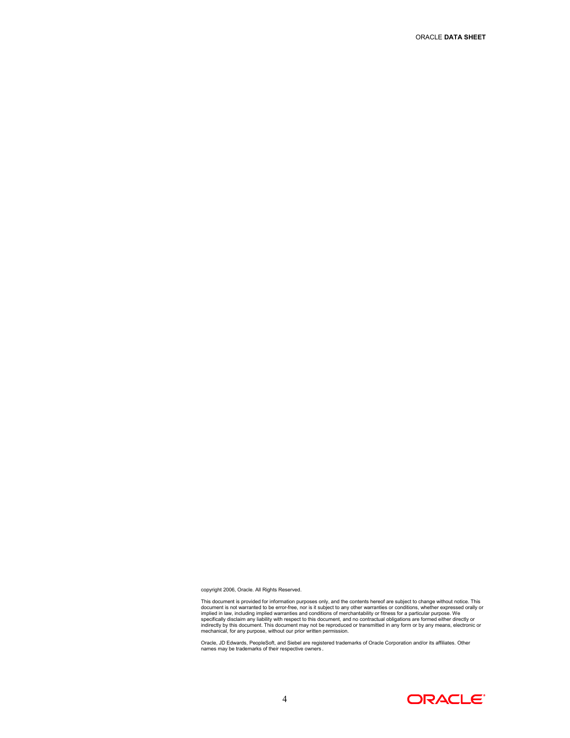copyright 2006, Oracle. All Rights Reserved.

This document is provided for information purposes only, and the contents hereof are subject to change without notice. This document is not warranted to be error-free, nor is it subject to any other warranties or conditions, whether expressed orally or implied in law, including implied warranties and conditions of merchantability or fitness for a particular purpose. We specifically disclaim any liability with respect to this document, and no contractual obligations are formed either directly or indirectly by this document. This document may not be reproduced or transmitted in any form or by any means, electronic or mechanical, for any purpose, without our prior written permission.

Oracle, JD Edwards, PeopleSoft, and Siebel are registered trademarks of Oracle Corporation and/or its affiliates. Other names may be trademarks of their respective owners.